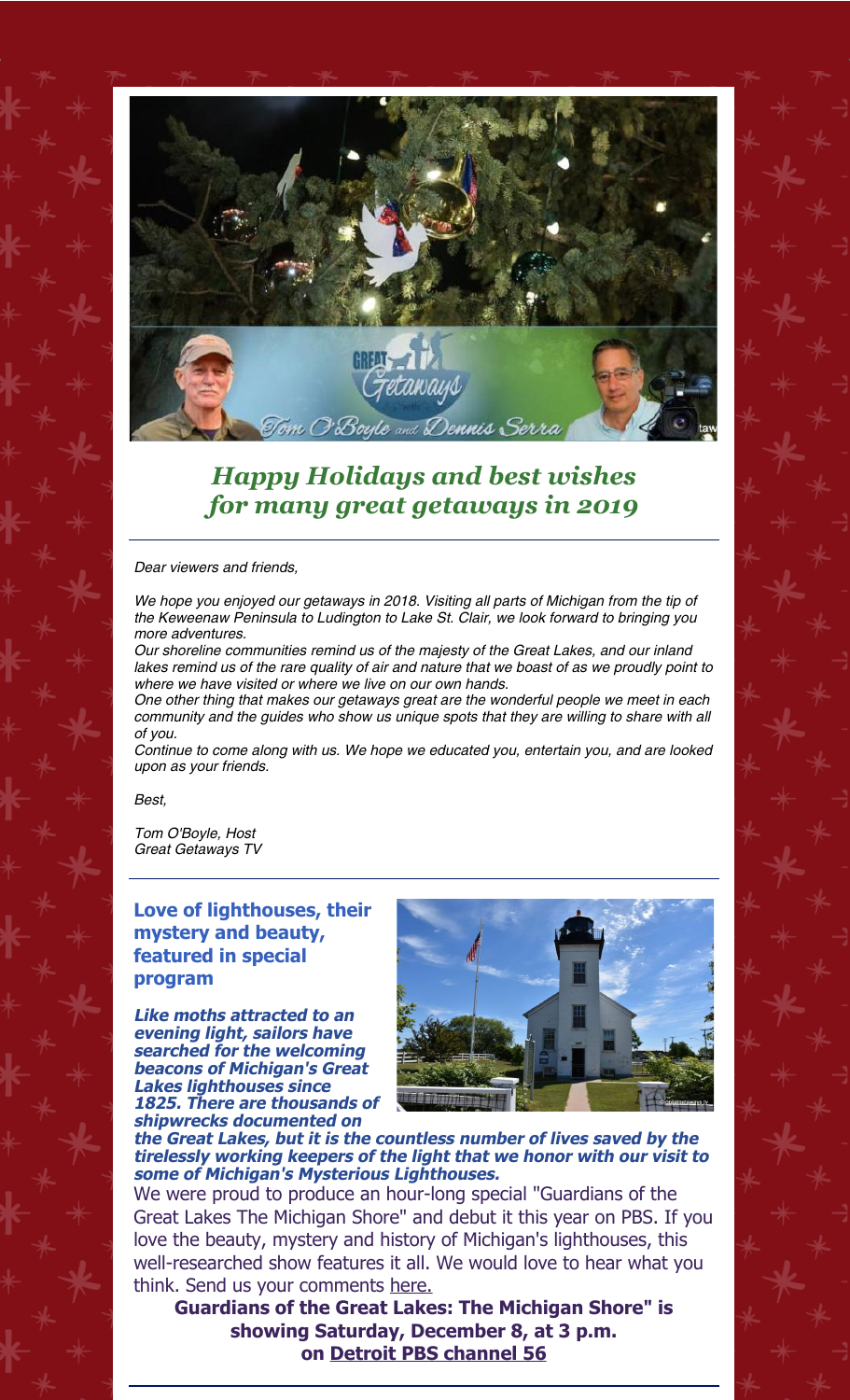## *Happy Holidays and best wishes for many great getaways in 2019*

*Dear viewers and friends,*

*We hope you enjoyed our getaways in 2018. Visiting all parts of Michigan from the tip of the Keweenaw Peninsula to Ludington to Lake St. Clair, we look forward to bringing you more adventures.*

*Our shoreline communities remind us of the majesty of the Great Lakes, and our inland lakes remind us of the rare quality of air and nature that we boast of as we proudly point to where we have visited or where we live on our own hands.*

*One other thing that makes our getaways great are the wonderful people we meet in each community and the guides who show us unique spots that they are willing to share with all of you.*

*Continue to come along with us. We hope we educated you, entertain you, and are looked upon as your friends.*

*Best,*

*Tom O'Boyle, Host*
*Great Getaways TV*

---

### Love of lighthouses, their mystery and beauty, featured in special program

***Like moths attracted to an evening light, sailors have searched for the welcoming beacons of Michigan's Great Lakes lighthouses since 1825. There are thousands of shipwrecks documented on the Great Lakes, but it is the countless number of lives saved by the tirelessly working keepers of the light that we honor with our visit to some of Michigan's Mysterious Lighthouses.***

We were proud to produce an hour-long special "Guardians of the Great Lakes The Michigan Shore" and debut it this year on PBS. If you love the beauty, mystery and history of Michigan's lighthouses, this well-researched show features it all. We would love to hear what you think. Send us your comments here.

**Guardians of the Great Lakes: The Michigan Shore" is showing Saturday, December 8, at 3 p.m. on Detroit PBS channel 56**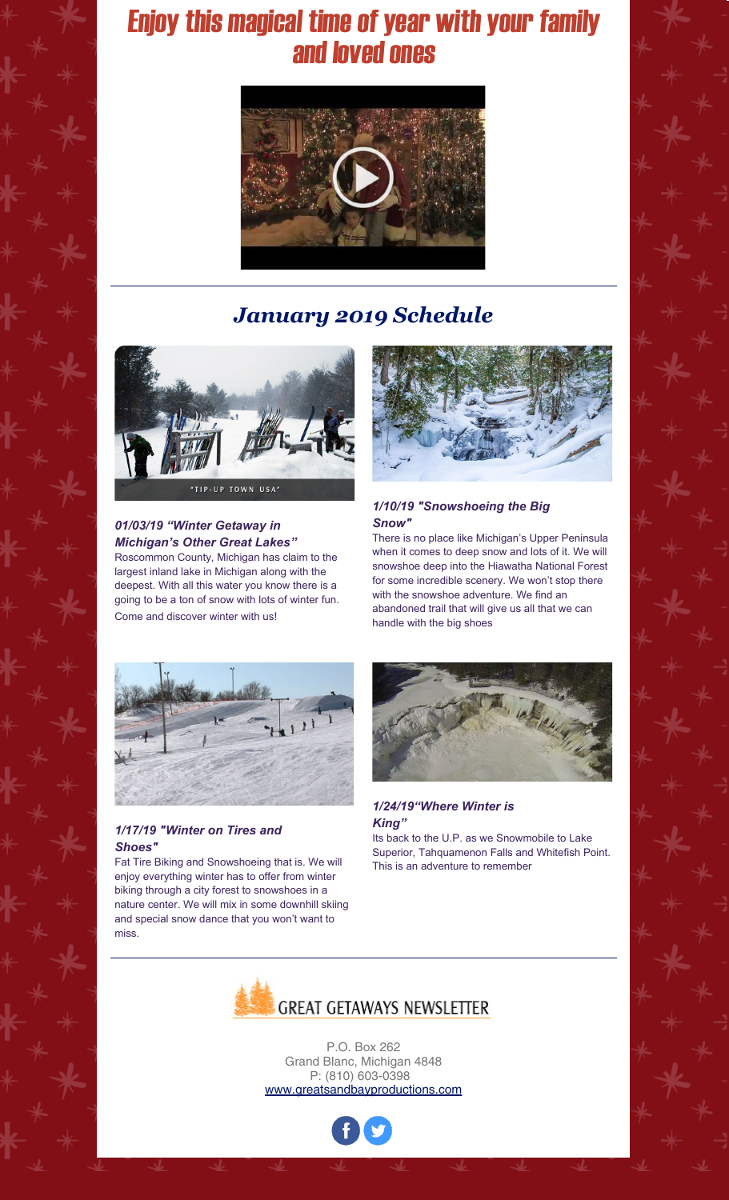# Enjoy this magical time of year with your family and loved ones

## *January 2019 Schedule*

"TIP-UP TOWN USA"

### *01/03/19 "Winter Getaway in Michigan's Other Great Lakes"*

Roscommon County, Michigan has claim to the largest inland lake in Michigan along with the deepest. With all this water you know there is a going to be a ton of snow with lots of winter fun. Come and discover winter with us!

### *1/10/19 "Snowshoeing the Big Snow"*

There is no place like Michigan's Upper Peninsula when it comes to deep snow and lots of it. We will snowshoe deep into the Hiawatha National Forest for some incredible scenery. We won't stop there with the snowshoe adventure. We find an abandoned trail that will give us all that we can handle with the big shoes

### *1/17/19 "Winter on Tires and Shoes"*

Fat Tire Biking and Snowshoeing that is. We will enjoy everything winter has to offer from winter biking through a city forest to snowshoes in a nature center. We will mix in some downhill skiing and special snow dance that you won't want to miss.

### *1/24/19"Where Winter is King"*

Its back to the U.P. as we Snowmobile to Lake Superior, Tahquamenon Falls and Whitefish Point. This is an adventure to remember

GREAT GETAWAYS NEWSLETTER

P.O. Box 262
Grand Blanc, Michigan 4848
P: (810) 603-0398
www.greatsandbayproductions.com